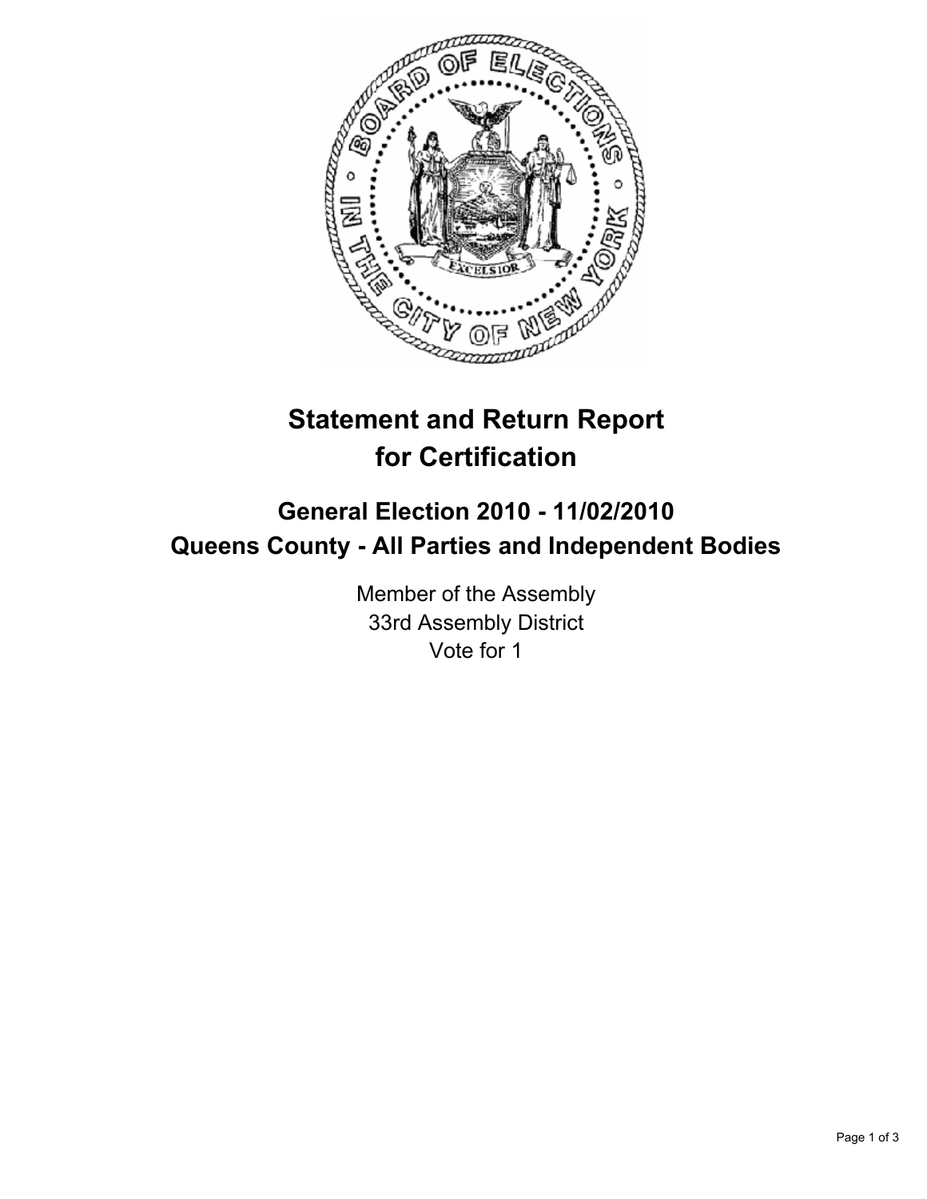# Statement and Return Report for Certification

## General Election 2010 - 11/02/2010
## Queens County - All Parties and Independent Bodies

Member of the Assembly
33rd Assembly District
Vote for 1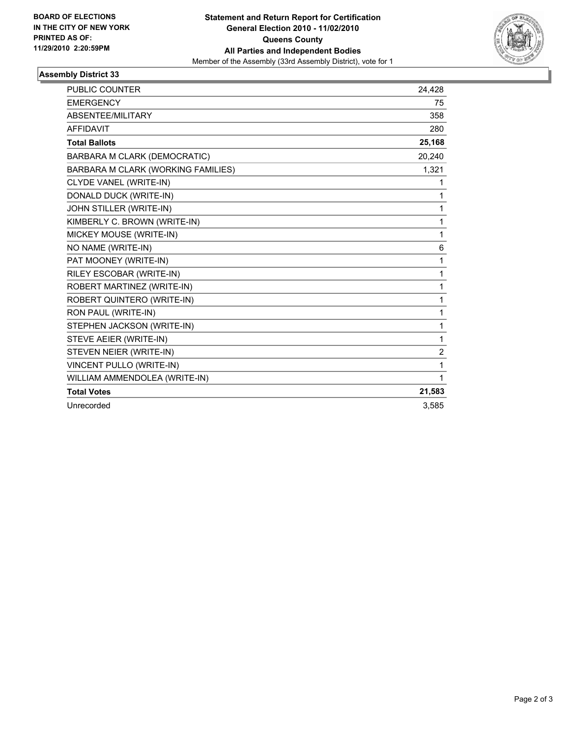**BOARD OF ELECTIONS IN THE CITY OF NEW YORK PRINTED AS OF: 11/29/2010 2:20:59PM**

**Statement and Return Report for Certification**
**General Election 2010 - 11/02/2010**
**Queens County**
**All Parties and Independent Bodies**
Member of the Assembly (33rd Assembly District), vote for 1

## Assembly District 33

| | |
|---|---|
| PUBLIC COUNTER | 24,428 |
| EMERGENCY | 75 |
| ABSENTEE/MILITARY | 358 |
| AFFIDAVIT | 280 |
| **Total Ballots** | **25,168** |
| BARBARA M CLARK (DEMOCRATIC) | 20,240 |
| BARBARA M CLARK (WORKING FAMILIES) | 1,321 |
| CLYDE VANEL (WRITE-IN) | 1 |
| DONALD DUCK (WRITE-IN) | 1 |
| JOHN STILLER (WRITE-IN) | 1 |
| KIMBERLY C. BROWN (WRITE-IN) | 1 |
| MICKEY MOUSE (WRITE-IN) | 1 |
| NO NAME (WRITE-IN) | 6 |
| PAT MOONEY (WRITE-IN) | 1 |
| RILEY ESCOBAR (WRITE-IN) | 1 |
| ROBERT MARTINEZ (WRITE-IN) | 1 |
| ROBERT QUINTERO (WRITE-IN) | 1 |
| RON PAUL (WRITE-IN) | 1 |
| STEPHEN JACKSON (WRITE-IN) | 1 |
| STEVE AEIER (WRITE-IN) | 1 |
| STEVEN NEIER (WRITE-IN) | 2 |
| VINCENT PULLO (WRITE-IN) | 1 |
| WILLIAM AMMENDOLEA (WRITE-IN) | 1 |
| **Total Votes** | **21,583** |
| Unrecorded | 3,585 |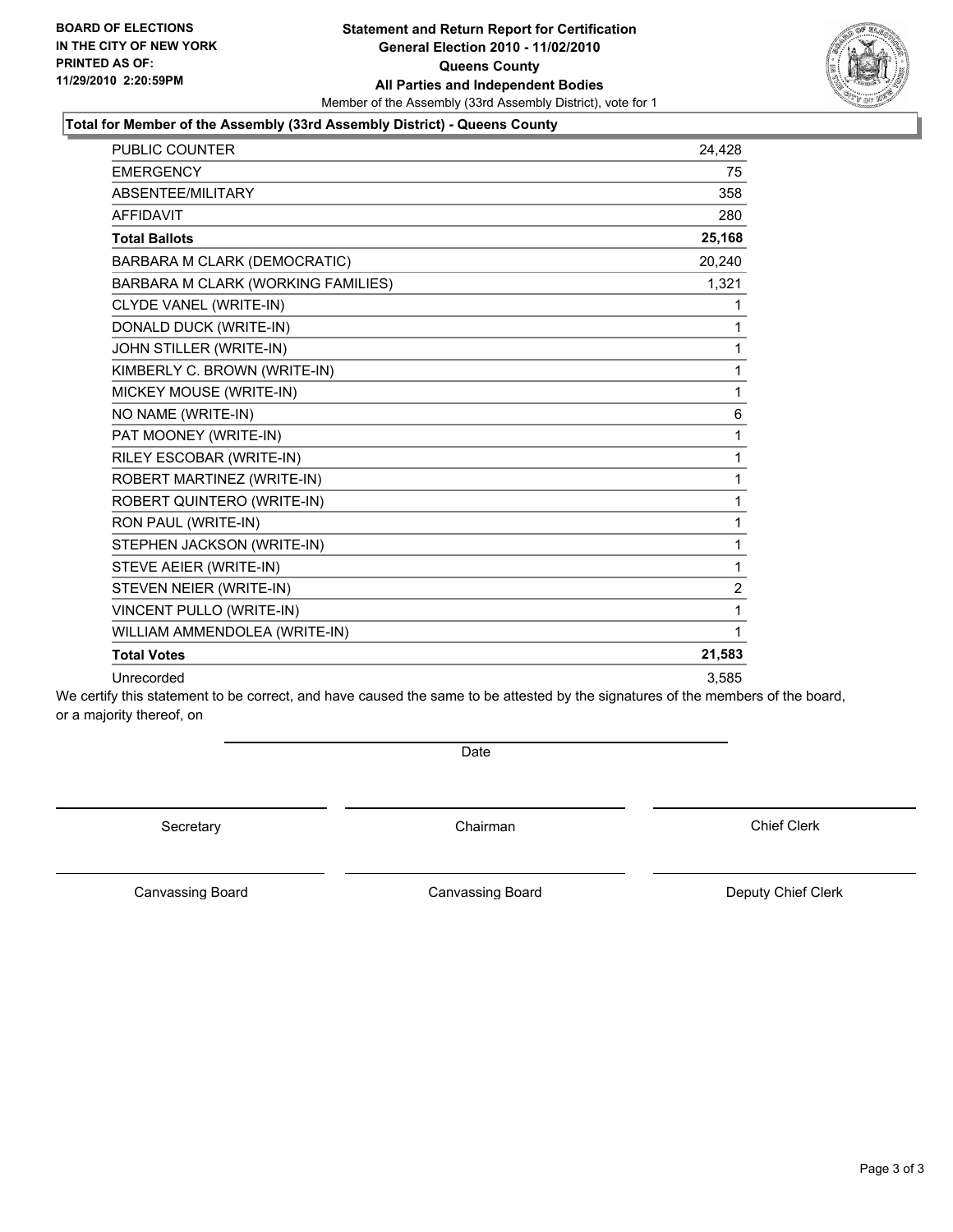**BOARD OF ELECTIONS IN THE CITY OF NEW YORK PRINTED AS OF: 11/29/2010 2:20:59PM**

# Statement and Return Report for Certification
## General Election 2010 - 11/02/2010
## Queens County
## All Parties and Independent Bodies

Member of the Assembly (33rd Assembly District), vote for 1

### Total for Member of the Assembly (33rd Assembly District) - Queens County

| | |
|---|---|
| PUBLIC COUNTER | 24,428 |
| EMERGENCY | 75 |
| ABSENTEE/MILITARY | 358 |
| AFFIDAVIT | 280 |
| **Total Ballots** | **25,168** |
| BARBARA M CLARK (DEMOCRATIC) | 20,240 |
| BARBARA M CLARK (WORKING FAMILIES) | 1,321 |
| CLYDE VANEL (WRITE-IN) | 1 |
| DONALD DUCK (WRITE-IN) | 1 |
| JOHN STILLER (WRITE-IN) | 1 |
| KIMBERLY C. BROWN (WRITE-IN) | 1 |
| MICKEY MOUSE (WRITE-IN) | 1 |
| NO NAME (WRITE-IN) | 6 |
| PAT MOONEY (WRITE-IN) | 1 |
| RILEY ESCOBAR (WRITE-IN) | 1 |
| ROBERT MARTINEZ (WRITE-IN) | 1 |
| ROBERT QUINTERO (WRITE-IN) | 1 |
| RON PAUL (WRITE-IN) | 1 |
| STEPHEN JACKSON (WRITE-IN) | 1 |
| STEVE AEIER (WRITE-IN) | 1 |
| STEVEN NEIER (WRITE-IN) | 2 |
| VINCENT PULLO (WRITE-IN) | 1 |
| WILLIAM AMMENDOLEA (WRITE-IN) | 1 |
| **Total Votes** | **21,583** |
| Unrecorded | 3,585 |

We certify this statement to be correct, and have caused the same to be attested by the signatures of the members of the board, or a majority thereof, on

Date

Secretary | Chairman | Chief Clerk

Canvassing Board | Canvassing Board | Deputy Chief Clerk